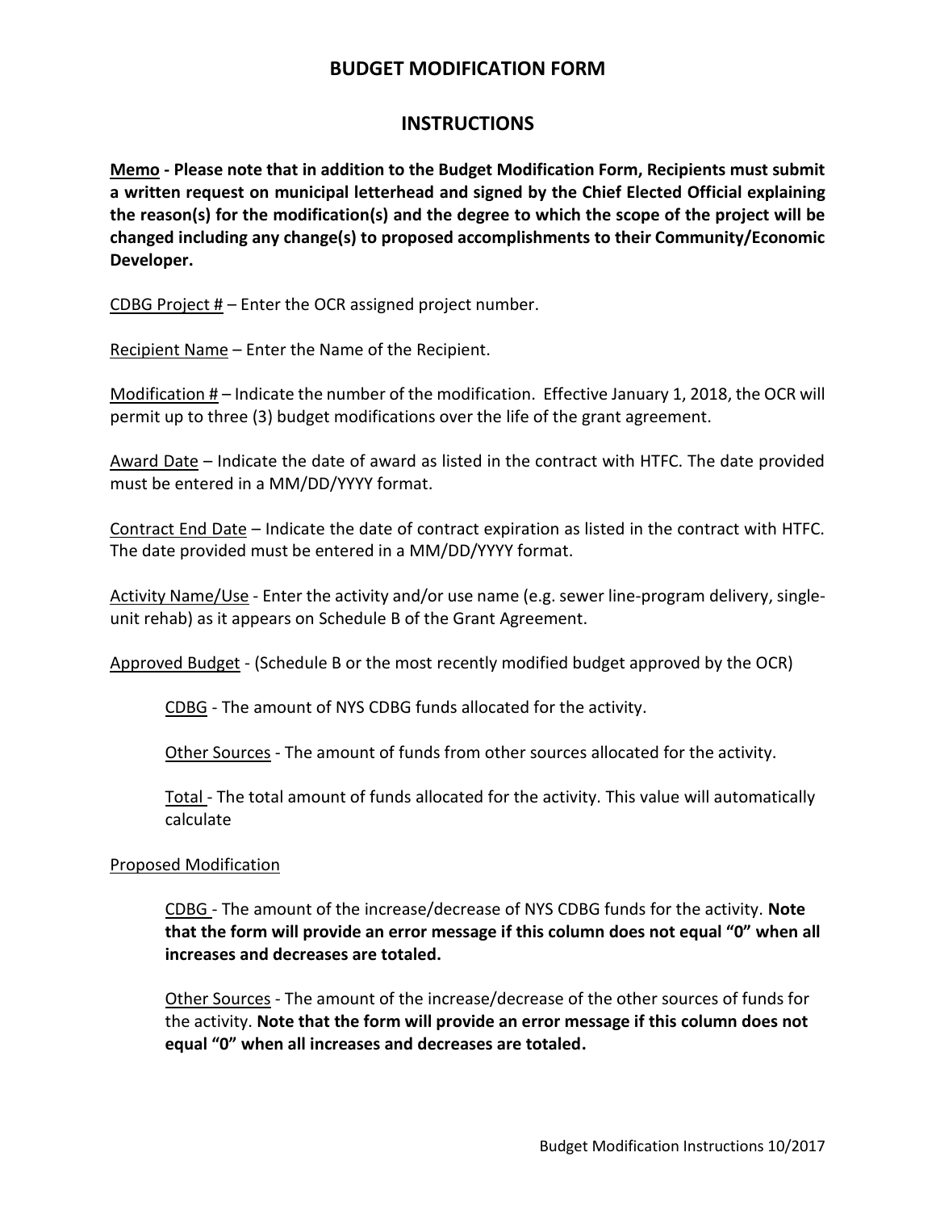# BUDGET MODIFICATION FORM

## INSTRUCTIONS

**<u>Memo</u> - Please note that in addition to the Budget Modification Form, Recipients must submit a written request on municipal letterhead and signed by the Chief Elected Official explaining the reason(s) for the modification(s) and the degree to which the scope of the project will be changed including any change(s) to proposed accomplishments to their Community/Economic Developer.**

<u>CDBG Project #</u> – Enter the OCR assigned project number.

<u>Recipient Name</u> – Enter the Name of the Recipient.

<u>Modification #</u> – Indicate the number of the modification. Effective January 1, 2018, the OCR will permit up to three (3) budget modifications over the life of the grant agreement.

<u>Award Date</u> – Indicate the date of award as listed in the contract with HTFC. The date provided must be entered in a MM/DD/YYYY format.

<u>Contract End Date</u> – Indicate the date of contract expiration as listed in the contract with HTFC. The date provided must be entered in a MM/DD/YYYY format.

<u>Activity Name/Use</u> - Enter the activity and/or use name (e.g. sewer line-program delivery, single-unit rehab) as it appears on Schedule B of the Grant Agreement.

<u>Approved Budget</u> - (Schedule B or the most recently modified budget approved by the OCR)

> <u>CDBG</u> - The amount of NYS CDBG funds allocated for the activity.
>
> <u>Other Sources</u> - The amount of funds from other sources allocated for the activity.
>
> <u>Total</u> - The total amount of funds allocated for the activity. This value will automatically calculate

<u>Proposed Modification</u>

> <u>CDBG</u> - The amount of the increase/decrease of NYS CDBG funds for the activity. **Note that the form will provide an error message if this column does not equal "0" when all increases and decreases are totaled.**
>
> <u>Other Sources</u> - The amount of the increase/decrease of the other sources of funds for the activity. **Note that the form will provide an error message if this column does not equal "0" when all increases and decreases are totaled.**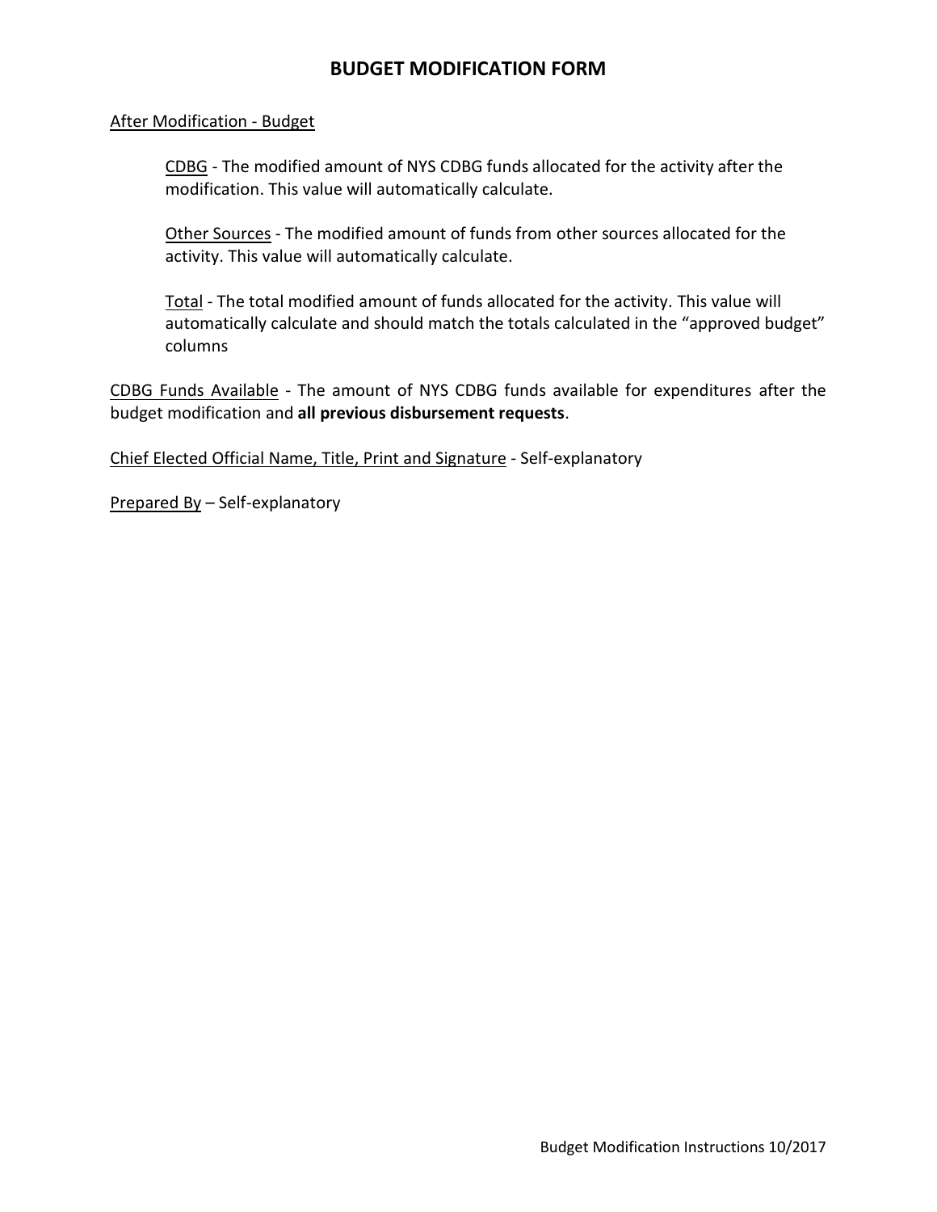## BUDGET MODIFICATION FORM

After Modification - Budget

> CDBG - The modified amount of NYS CDBG funds allocated for the activity after the modification. This value will automatically calculate.
>
> Other Sources - The modified amount of funds from other sources allocated for the activity. This value will automatically calculate.
>
> Total - The total modified amount of funds allocated for the activity. This value will automatically calculate and should match the totals calculated in the "approved budget" columns

CDBG Funds Available - The amount of NYS CDBG funds available for expenditures after the budget modification and **all previous disbursement requests**.

Chief Elected Official Name, Title, Print and Signature - Self-explanatory

Prepared By – Self-explanatory